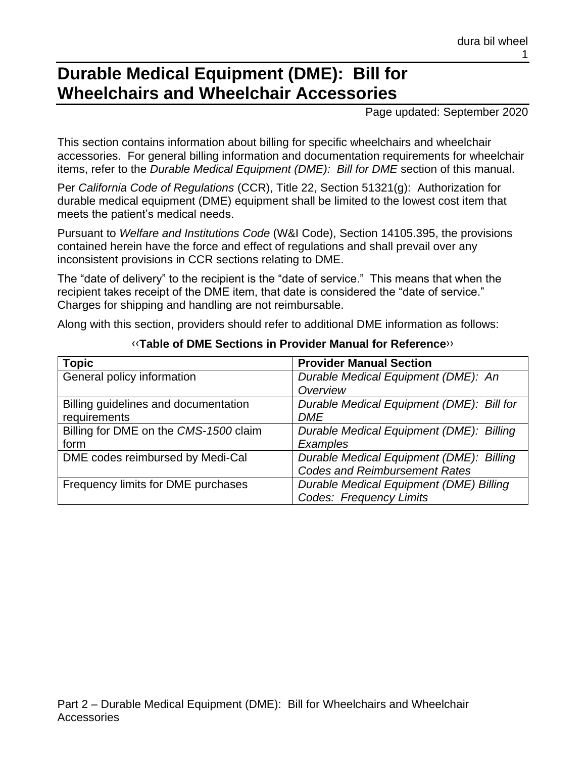# Durable Medical Equipment (DME): Bill for Wheelchairs and Wheelchair Accessories

Page updated: September 2020

This section contains information about billing for specific wheelchairs and wheelchair accessories. For general billing information and documentation requirements for wheelchair items, refer to the *Durable Medical Equipment (DME): Bill for DME* section of this manual.

Per *California Code of Regulations* (CCR), Title 22, Section 51321(g): Authorization for durable medical equipment (DME) equipment shall be limited to the lowest cost item that meets the patient's medical needs.

Pursuant to *Welfare and Institutions Code* (W&I Code), Section 14105.395, the provisions contained herein have the force and effect of regulations and shall prevail over any inconsistent provisions in CCR sections relating to DME.

The "date of delivery" to the recipient is the "date of service." This means that when the recipient takes receipt of the DME item, that date is considered the "date of service." Charges for shipping and handling are not reimbursable.

Along with this section, providers should refer to additional DME information as follows:

‹‹**Table of DME Sections in Provider Manual for Reference**››

| **Topic** | **Provider Manual Section** |
| --- | --- |
| General policy information | *Durable Medical Equipment (DME): An Overview* |
| Billing guidelines and documentation requirements | *Durable Medical Equipment (DME): Bill for DME* |
| Billing for DME on the *CMS-1500* claim form | *Durable Medical Equipment (DME): Billing Examples* |
| DME codes reimbursed by Medi-Cal | *Durable Medical Equipment (DME): Billing Codes and Reimbursement Rates* |
| Frequency limits for DME purchases | *Durable Medical Equipment (DME) Billing Codes: Frequency Limits* |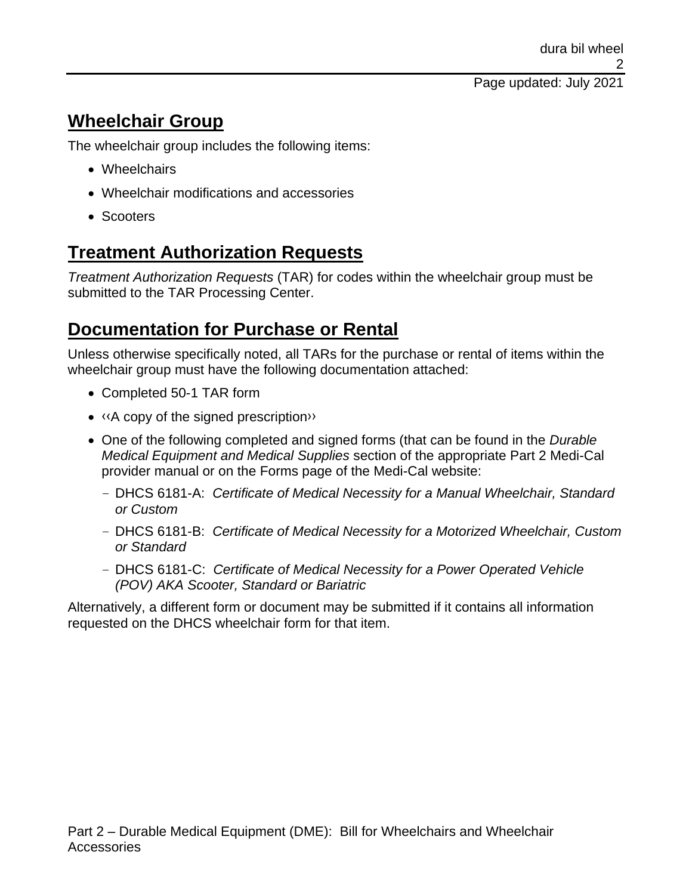## Wheelchair Group

The wheelchair group includes the following items:

- Wheelchairs
- Wheelchair modifications and accessories
- Scooters

## Treatment Authorization Requests

*Treatment Authorization Requests* (TAR) for codes within the wheelchair group must be submitted to the TAR Processing Center.

## Documentation for Purchase or Rental

Unless otherwise specifically noted, all TARs for the purchase or rental of items within the wheelchair group must have the following documentation attached:

- Completed 50-1 TAR form
- ‹‹A copy of the signed prescription››
- One of the following completed and signed forms (that can be found in the *Durable Medical Equipment and Medical Supplies* section of the appropriate Part 2 Medi-Cal provider manual or on the Forms page of the Medi-Cal website:
  - DHCS 6181-A: *Certificate of Medical Necessity for a Manual Wheelchair, Standard or Custom*
  - DHCS 6181-B: *Certificate of Medical Necessity for a Motorized Wheelchair, Custom or Standard*
  - DHCS 6181-C: *Certificate of Medical Necessity for a Power Operated Vehicle (POV) AKA Scooter, Standard or Bariatric*

Alternatively, a different form or document may be submitted if it contains all information requested on the DHCS wheelchair form for that item.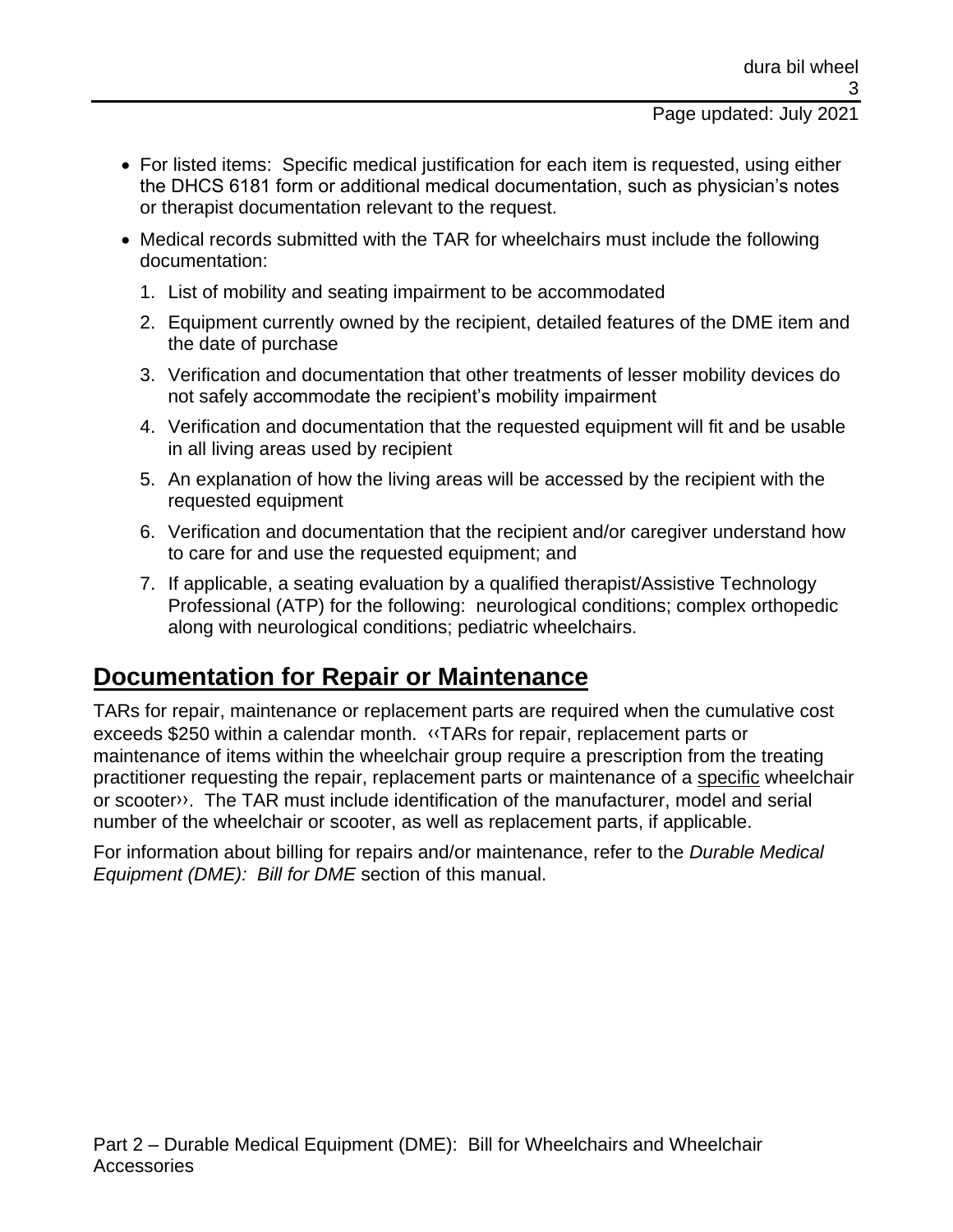- For listed items: Specific medical justification for each item is requested, using either the DHCS 6181 form or additional medical documentation, such as physician's notes or therapist documentation relevant to the request.
- Medical records submitted with the TAR for wheelchairs must include the following documentation:
  1. List of mobility and seating impairment to be accommodated
  2. Equipment currently owned by the recipient, detailed features of the DME item and the date of purchase
  3. Verification and documentation that other treatments of lesser mobility devices do not safely accommodate the recipient's mobility impairment
  4. Verification and documentation that the requested equipment will fit and be usable in all living areas used by recipient
  5. An explanation of how the living areas will be accessed by the recipient with the requested equipment
  6. Verification and documentation that the recipient and/or caregiver understand how to care for and use the requested equipment; and
  7. If applicable, a seating evaluation by a qualified therapist/Assistive Technology Professional (ATP) for the following: neurological conditions; complex orthopedic along with neurological conditions; pediatric wheelchairs.

## Documentation for Repair or Maintenance

TARs for repair, maintenance or replacement parts are required when the cumulative cost exceeds $250 within a calendar month. ‹‹TARs for repair, replacement parts or maintenance of items within the wheelchair group require a prescription from the treating practitioner requesting the repair, replacement parts or maintenance of a specific wheelchair or scooter››. The TAR must include identification of the manufacturer, model and serial number of the wheelchair or scooter, as well as replacement parts, if applicable.

For information about billing for repairs and/or maintenance, refer to the *Durable Medical Equipment (DME): Bill for DME* section of this manual.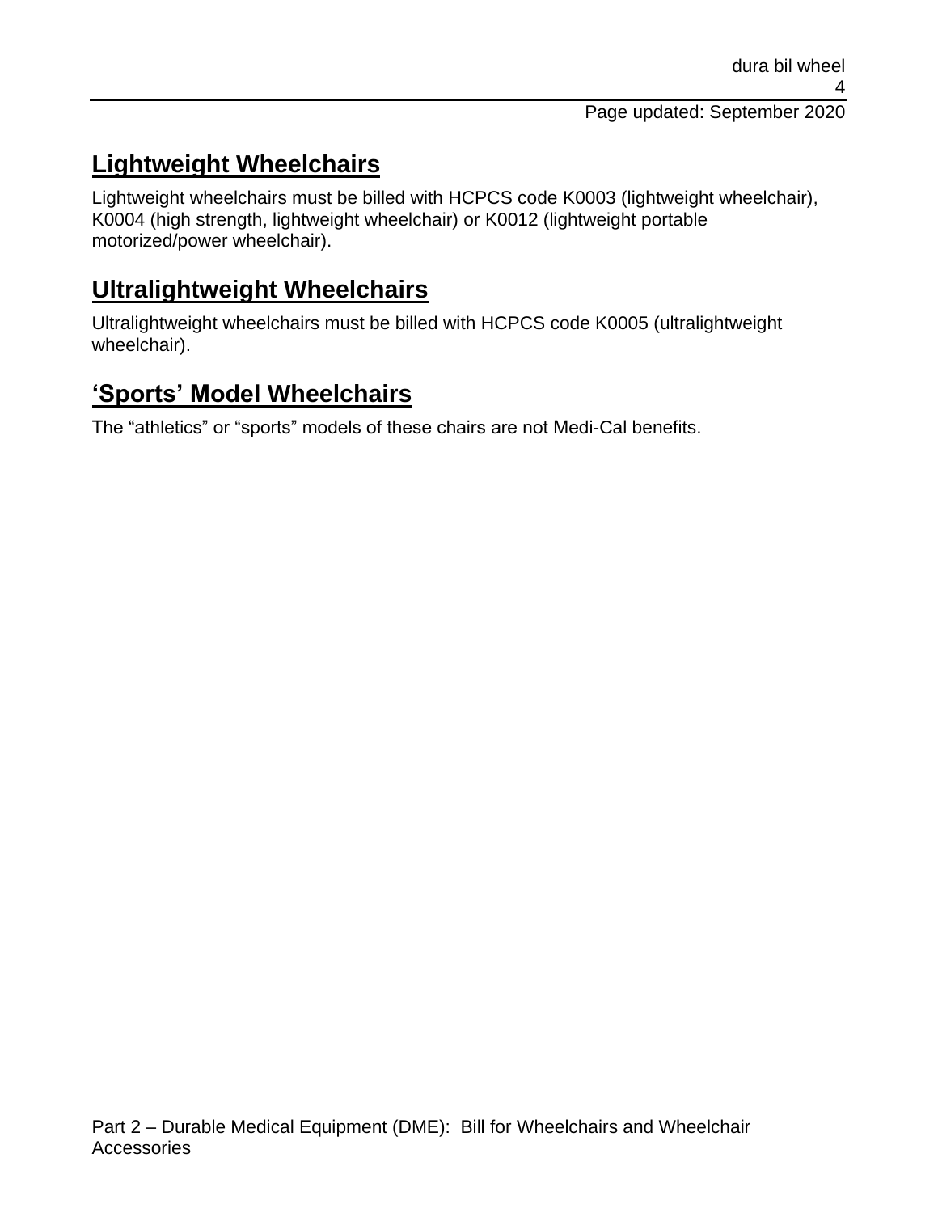## Lightweight Wheelchairs

Lightweight wheelchairs must be billed with HCPCS code K0003 (lightweight wheelchair), K0004 (high strength, lightweight wheelchair) or K0012 (lightweight portable motorized/power wheelchair).

## Ultralightweight Wheelchairs

Ultralightweight wheelchairs must be billed with HCPCS code K0005 (ultralightweight wheelchair).

## 'Sports' Model Wheelchairs

The "athletics" or "sports" models of these chairs are not Medi-Cal benefits.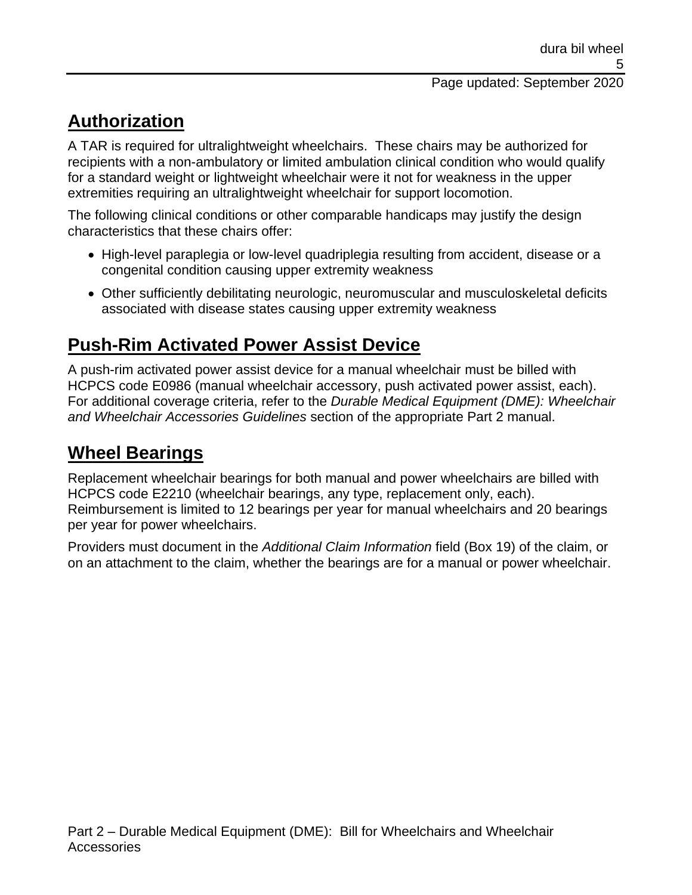## Authorization

A TAR is required for ultralightweight wheelchairs. These chairs may be authorized for recipients with a non-ambulatory or limited ambulation clinical condition who would qualify for a standard weight or lightweight wheelchair were it not for weakness in the upper extremities requiring an ultralightweight wheelchair for support locomotion.

The following clinical conditions or other comparable handicaps may justify the design characteristics that these chairs offer:

- High-level paraplegia or low-level quadriplegia resulting from accident, disease or a congenital condition causing upper extremity weakness
- Other sufficiently debilitating neurologic, neuromuscular and musculoskeletal deficits associated with disease states causing upper extremity weakness

## Push-Rim Activated Power Assist Device

A push-rim activated power assist device for a manual wheelchair must be billed with HCPCS code E0986 (manual wheelchair accessory, push activated power assist, each). For additional coverage criteria, refer to the *Durable Medical Equipment (DME): Wheelchair and Wheelchair Accessories Guidelines* section of the appropriate Part 2 manual.

## Wheel Bearings

Replacement wheelchair bearings for both manual and power wheelchairs are billed with HCPCS code E2210 (wheelchair bearings, any type, replacement only, each). Reimbursement is limited to 12 bearings per year for manual wheelchairs and 20 bearings per year for power wheelchairs.

Providers must document in the *Additional Claim Information* field (Box 19) of the claim, or on an attachment to the claim, whether the bearings are for a manual or power wheelchair.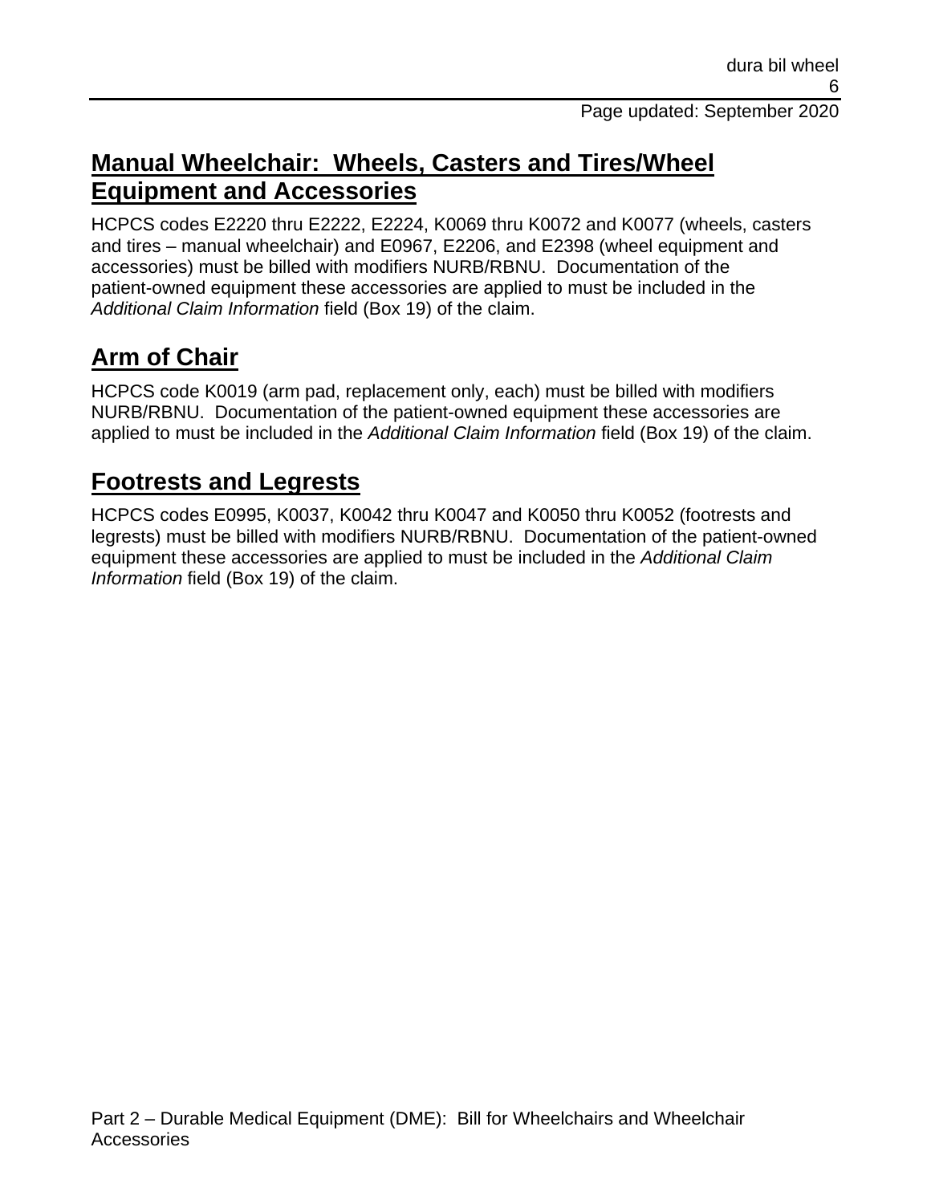## Manual Wheelchair: Wheels, Casters and Tires/Wheel Equipment and Accessories

HCPCS codes E2220 thru E2222, E2224, K0069 thru K0072 and K0077 (wheels, casters and tires – manual wheelchair) and E0967, E2206, and E2398 (wheel equipment and accessories) must be billed with modifiers NURB/RBNU. Documentation of the patient-owned equipment these accessories are applied to must be included in the *Additional Claim Information* field (Box 19) of the claim.

## Arm of Chair

HCPCS code K0019 (arm pad, replacement only, each) must be billed with modifiers NURB/RBNU. Documentation of the patient-owned equipment these accessories are applied to must be included in the *Additional Claim Information* field (Box 19) of the claim.

## Footrests and Legrests

HCPCS codes E0995, K0037, K0042 thru K0047 and K0050 thru K0052 (footrests and legrests) must be billed with modifiers NURB/RBNU. Documentation of the patient-owned equipment these accessories are applied to must be included in the *Additional Claim Information* field (Box 19) of the claim.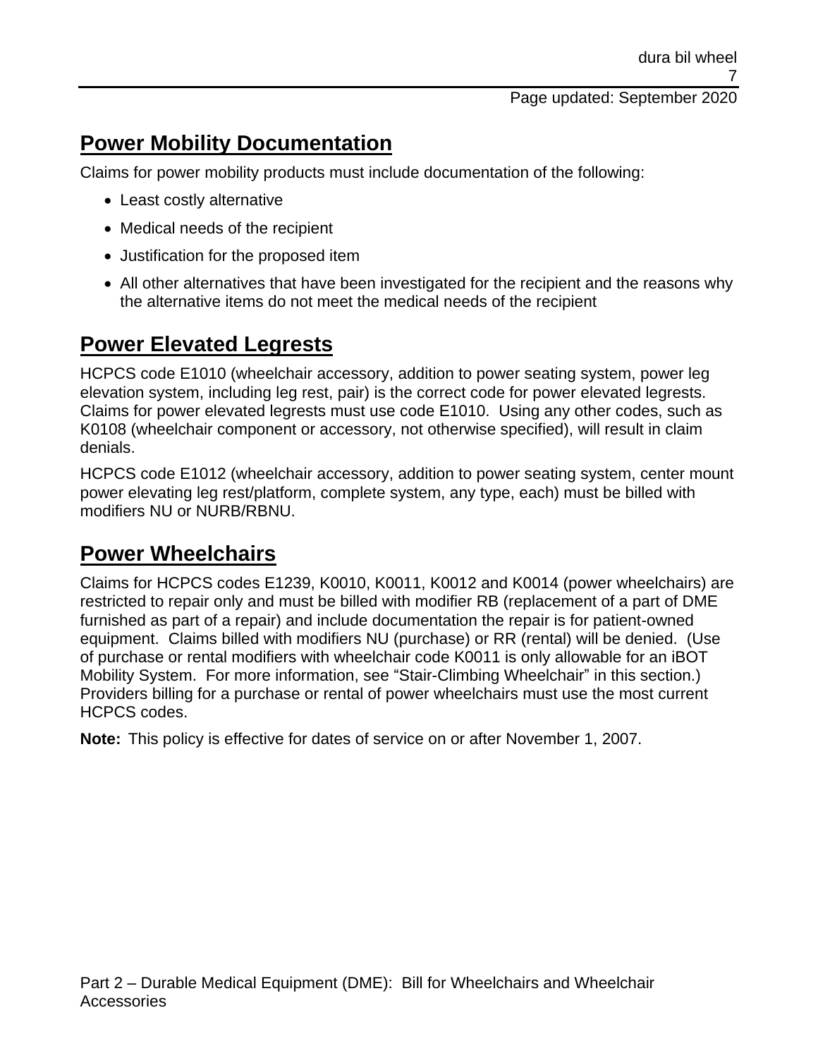## Power Mobility Documentation

Claims for power mobility products must include documentation of the following:

- Least costly alternative
- Medical needs of the recipient
- Justification for the proposed item
- All other alternatives that have been investigated for the recipient and the reasons why the alternative items do not meet the medical needs of the recipient

## Power Elevated Legrests

HCPCS code E1010 (wheelchair accessory, addition to power seating system, power leg elevation system, including leg rest, pair) is the correct code for power elevated legrests. Claims for power elevated legrests must use code E1010. Using any other codes, such as K0108 (wheelchair component or accessory, not otherwise specified), will result in claim denials.

HCPCS code E1012 (wheelchair accessory, addition to power seating system, center mount power elevating leg rest/platform, complete system, any type, each) must be billed with modifiers NU or NURB/RBNU.

## Power Wheelchairs

Claims for HCPCS codes E1239, K0010, K0011, K0012 and K0014 (power wheelchairs) are restricted to repair only and must be billed with modifier RB (replacement of a part of DME furnished as part of a repair) and include documentation the repair is for patient-owned equipment. Claims billed with modifiers NU (purchase) or RR (rental) will be denied. (Use of purchase or rental modifiers with wheelchair code K0011 is only allowable for an iBOT Mobility System. For more information, see "Stair-Climbing Wheelchair" in this section.) Providers billing for a purchase or rental of power wheelchairs must use the most current HCPCS codes.

**Note:** This policy is effective for dates of service on or after November 1, 2007.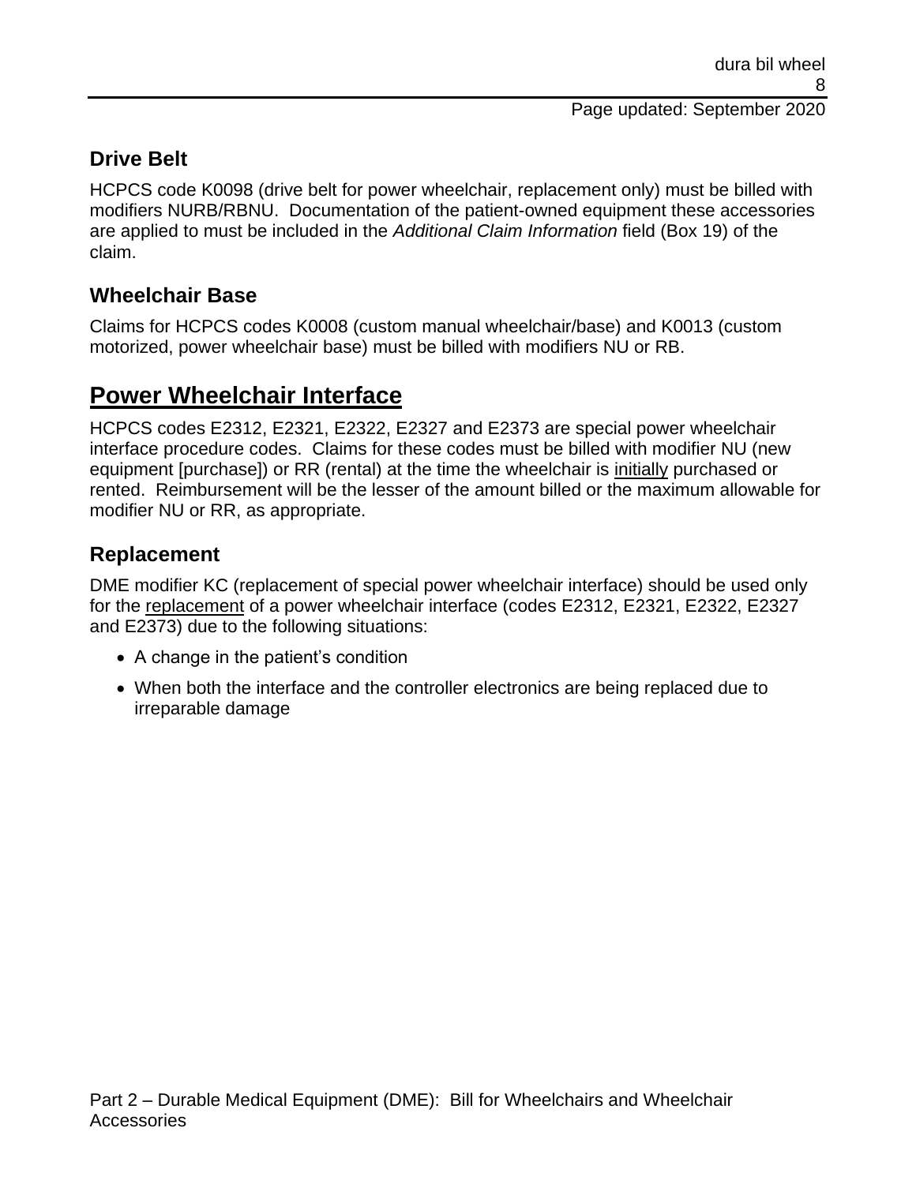### Drive Belt

HCPCS code K0098 (drive belt for power wheelchair, replacement only) must be billed with modifiers NURB/RBNU. Documentation of the patient-owned equipment these accessories are applied to must be included in the *Additional Claim Information* field (Box 19) of the claim.

### Wheelchair Base

Claims for HCPCS codes K0008 (custom manual wheelchair/base) and K0013 (custom motorized, power wheelchair base) must be billed with modifiers NU or RB.

## Power Wheelchair Interface

HCPCS codes E2312, E2321, E2322, E2327 and E2373 are special power wheelchair interface procedure codes. Claims for these codes must be billed with modifier NU (new equipment [purchase]) or RR (rental) at the time the wheelchair is initially purchased or rented. Reimbursement will be the lesser of the amount billed or the maximum allowable for modifier NU or RR, as appropriate.

### Replacement

DME modifier KC (replacement of special power wheelchair interface) should be used only for the replacement of a power wheelchair interface (codes E2312, E2321, E2322, E2327 and E2373) due to the following situations:

- A change in the patient's condition
- When both the interface and the controller electronics are being replaced due to irreparable damage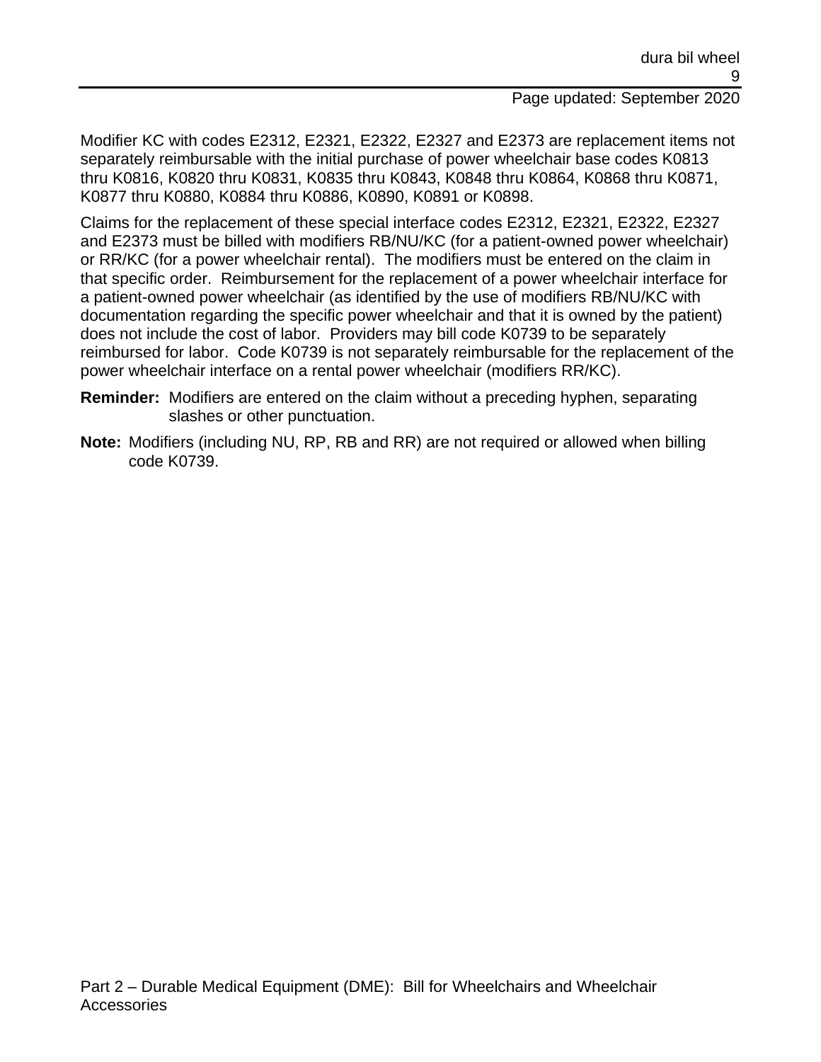Modifier KC with codes E2312, E2321, E2322, E2327 and E2373 are replacement items not separately reimbursable with the initial purchase of power wheelchair base codes K0813 thru K0816, K0820 thru K0831, K0835 thru K0843, K0848 thru K0864, K0868 thru K0871, K0877 thru K0880, K0884 thru K0886, K0890, K0891 or K0898.

Claims for the replacement of these special interface codes E2312, E2321, E2322, E2327 and E2373 must be billed with modifiers RB/NU/KC (for a patient-owned power wheelchair) or RR/KC (for a power wheelchair rental). The modifiers must be entered on the claim in that specific order. Reimbursement for the replacement of a power wheelchair interface for a patient-owned power wheelchair (as identified by the use of modifiers RB/NU/KC with documentation regarding the specific power wheelchair and that it is owned by the patient) does not include the cost of labor. Providers may bill code K0739 to be separately reimbursed for labor. Code K0739 is not separately reimbursable for the replacement of the power wheelchair interface on a rental power wheelchair (modifiers RR/KC).

**Reminder:** Modifiers are entered on the claim without a preceding hyphen, separating slashes or other punctuation.

**Note:** Modifiers (including NU, RP, RB and RR) are not required or allowed when billing code K0739.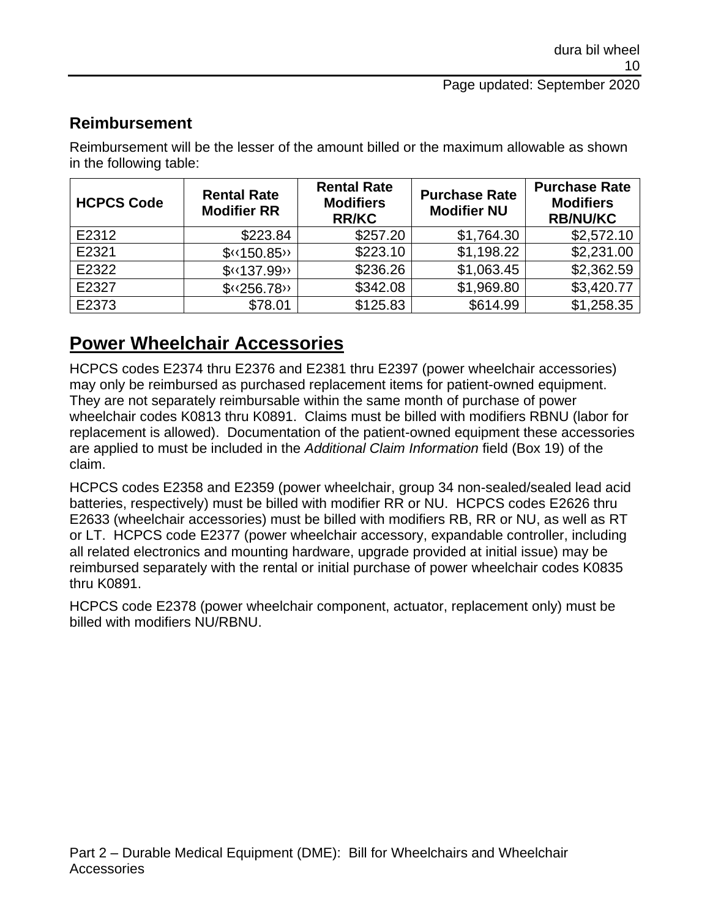## Reimbursement

Reimbursement will be the lesser of the amount billed or the maximum allowable as shown in the following table:

| HCPCS Code | Rental Rate Modifier RR | Rental Rate Modifiers RR/KC | Purchase Rate Modifier NU | Purchase Rate Modifiers RB/NU/KC |
|---|---|---|---|---|
| E2312 | $223.84 | $257.20 | $1,764.30 | $2,572.10 |
| E2321 | $‹‹150.85›› | $223.10 | $1,198.22 | $2,231.00 |
| E2322 | $‹‹137.99›› | $236.26 | $1,063.45 | $2,362.59 |
| E2327 | $‹‹256.78›› | $342.08 | $1,969.80 | $3,420.77 |
| E2373 | $78.01 | $125.83 | $614.99 | $1,258.35 |

# Power Wheelchair Accessories

HCPCS codes E2374 thru E2376 and E2381 thru E2397 (power wheelchair accessories) may only be reimbursed as purchased replacement items for patient-owned equipment. They are not separately reimbursable within the same month of purchase of power wheelchair codes K0813 thru K0891. Claims must be billed with modifiers RBNU (labor for replacement is allowed). Documentation of the patient-owned equipment these accessories are applied to must be included in the *Additional Claim Information* field (Box 19) of the claim.

HCPCS codes E2358 and E2359 (power wheelchair, group 34 non-sealed/sealed lead acid batteries, respectively) must be billed with modifier RR or NU. HCPCS codes E2626 thru E2633 (wheelchair accessories) must be billed with modifiers RB, RR or NU, as well as RT or LT. HCPCS code E2377 (power wheelchair accessory, expandable controller, including all related electronics and mounting hardware, upgrade provided at initial issue) may be reimbursed separately with the rental or initial purchase of power wheelchair codes K0835 thru K0891.

HCPCS code E2378 (power wheelchair component, actuator, replacement only) must be billed with modifiers NU/RBNU.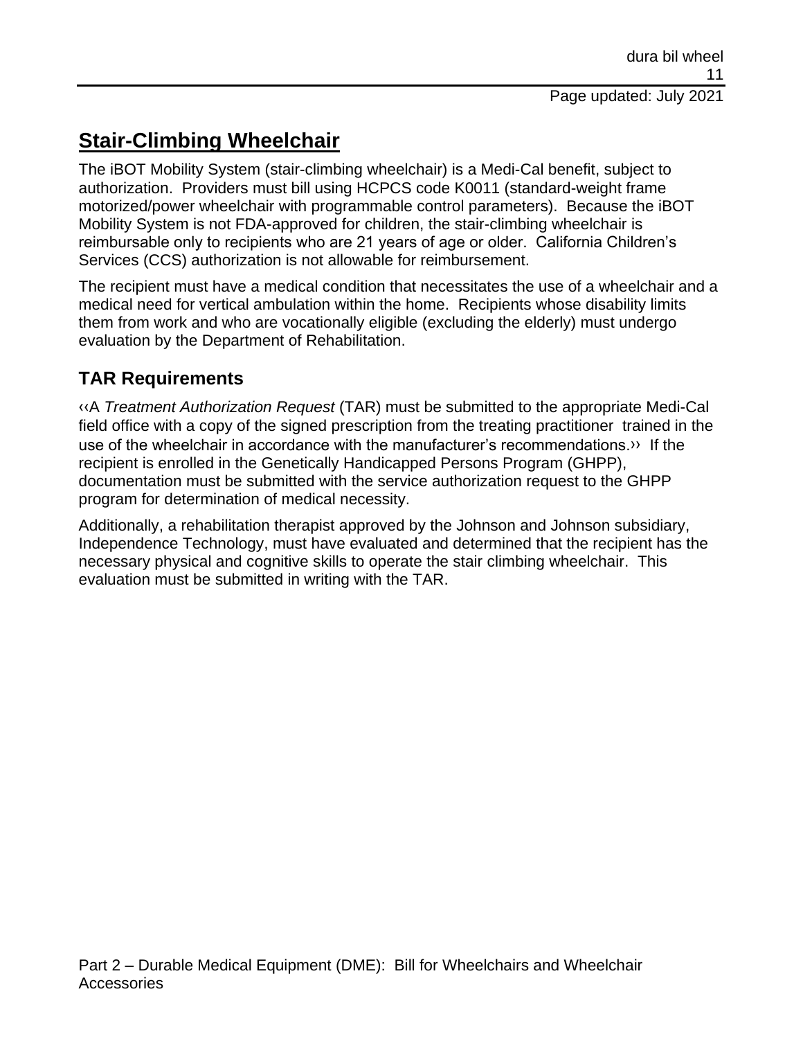# Stair-Climbing Wheelchair

The iBOT Mobility System (stair-climbing wheelchair) is a Medi-Cal benefit, subject to authorization. Providers must bill using HCPCS code K0011 (standard-weight frame motorized/power wheelchair with programmable control parameters). Because the iBOT Mobility System is not FDA-approved for children, the stair-climbing wheelchair is reimbursable only to recipients who are 21 years of age or older. California Children's Services (CCS) authorization is not allowable for reimbursement.

The recipient must have a medical condition that necessitates the use of a wheelchair and a medical need for vertical ambulation within the home. Recipients whose disability limits them from work and who are vocationally eligible (excluding the elderly) must undergo evaluation by the Department of Rehabilitation.

## TAR Requirements

‹‹A *Treatment Authorization Request* (TAR) must be submitted to the appropriate Medi-Cal field office with a copy of the signed prescription from the treating practitioner trained in the use of the wheelchair in accordance with the manufacturer's recommendations.›› If the recipient is enrolled in the Genetically Handicapped Persons Program (GHPP), documentation must be submitted with the service authorization request to the GHPP program for determination of medical necessity.

Additionally, a rehabilitation therapist approved by the Johnson and Johnson subsidiary, Independence Technology, must have evaluated and determined that the recipient has the necessary physical and cognitive skills to operate the stair climbing wheelchair. This evaluation must be submitted in writing with the TAR.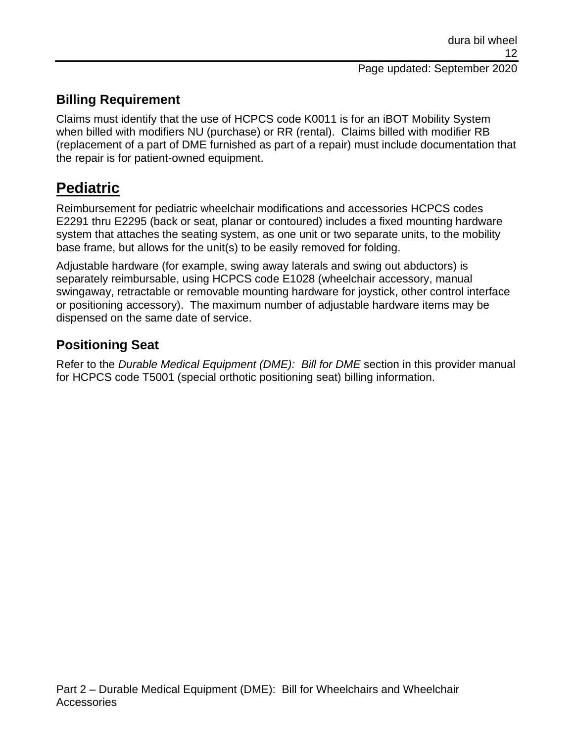### Billing Requirement

Claims must identify that the use of HCPCS code K0011 is for an iBOT Mobility System when billed with modifiers NU (purchase) or RR (rental). Claims billed with modifier RB (replacement of a part of DME furnished as part of a repair) must include documentation that the repair is for patient-owned equipment.

## Pediatric

Reimbursement for pediatric wheelchair modifications and accessories HCPCS codes E2291 thru E2295 (back or seat, planar or contoured) includes a fixed mounting hardware system that attaches the seating system, as one unit or two separate units, to the mobility base frame, but allows for the unit(s) to be easily removed for folding.

Adjustable hardware (for example, swing away laterals and swing out abductors) is separately reimbursable, using HCPCS code E1028 (wheelchair accessory, manual swingaway, retractable or removable mounting hardware for joystick, other control interface or positioning accessory). The maximum number of adjustable hardware items may be dispensed on the same date of service.

### Positioning Seat

Refer to the *Durable Medical Equipment (DME): Bill for DME* section in this provider manual for HCPCS code T5001 (special orthotic positioning seat) billing information.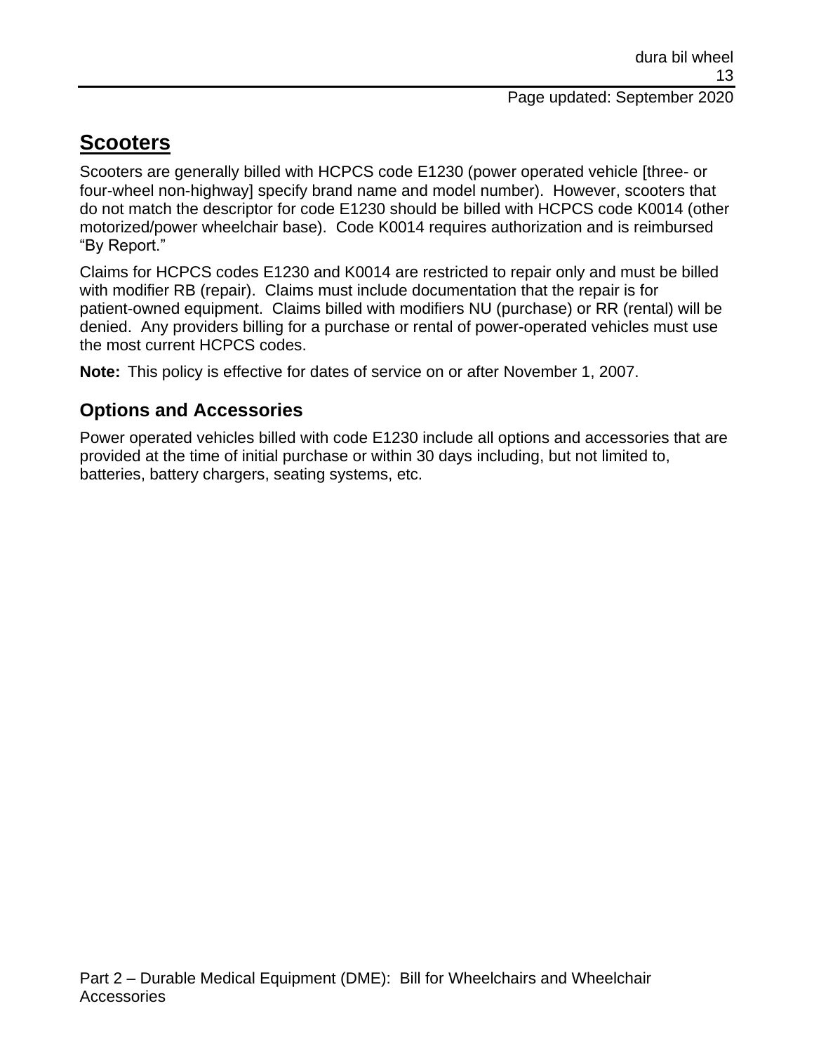## Scooters

Scooters are generally billed with HCPCS code E1230 (power operated vehicle [three- or four-wheel non-highway] specify brand name and model number). However, scooters that do not match the descriptor for code E1230 should be billed with HCPCS code K0014 (other motorized/power wheelchair base). Code K0014 requires authorization and is reimbursed "By Report."

Claims for HCPCS codes E1230 and K0014 are restricted to repair only and must be billed with modifier RB (repair). Claims must include documentation that the repair is for patient-owned equipment. Claims billed with modifiers NU (purchase) or RR (rental) will be denied. Any providers billing for a purchase or rental of power-operated vehicles must use the most current HCPCS codes.

**Note:** This policy is effective for dates of service on or after November 1, 2007.

### Options and Accessories

Power operated vehicles billed with code E1230 include all options and accessories that are provided at the time of initial purchase or within 30 days including, but not limited to, batteries, battery chargers, seating systems, etc.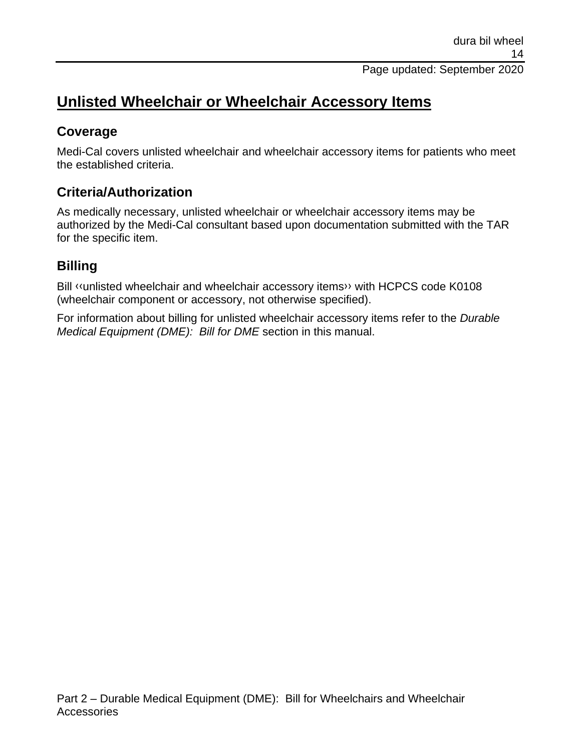# Unlisted Wheelchair or Wheelchair Accessory Items

## Coverage

Medi-Cal covers unlisted wheelchair and wheelchair accessory items for patients who meet the established criteria.

## Criteria/Authorization

As medically necessary, unlisted wheelchair or wheelchair accessory items may be authorized by the Medi-Cal consultant based upon documentation submitted with the TAR for the specific item.

## Billing

Bill ‹‹unlisted wheelchair and wheelchair accessory items›› with HCPCS code K0108 (wheelchair component or accessory, not otherwise specified).

For information about billing for unlisted wheelchair accessory items refer to the *Durable Medical Equipment (DME): Bill for DME* section in this manual.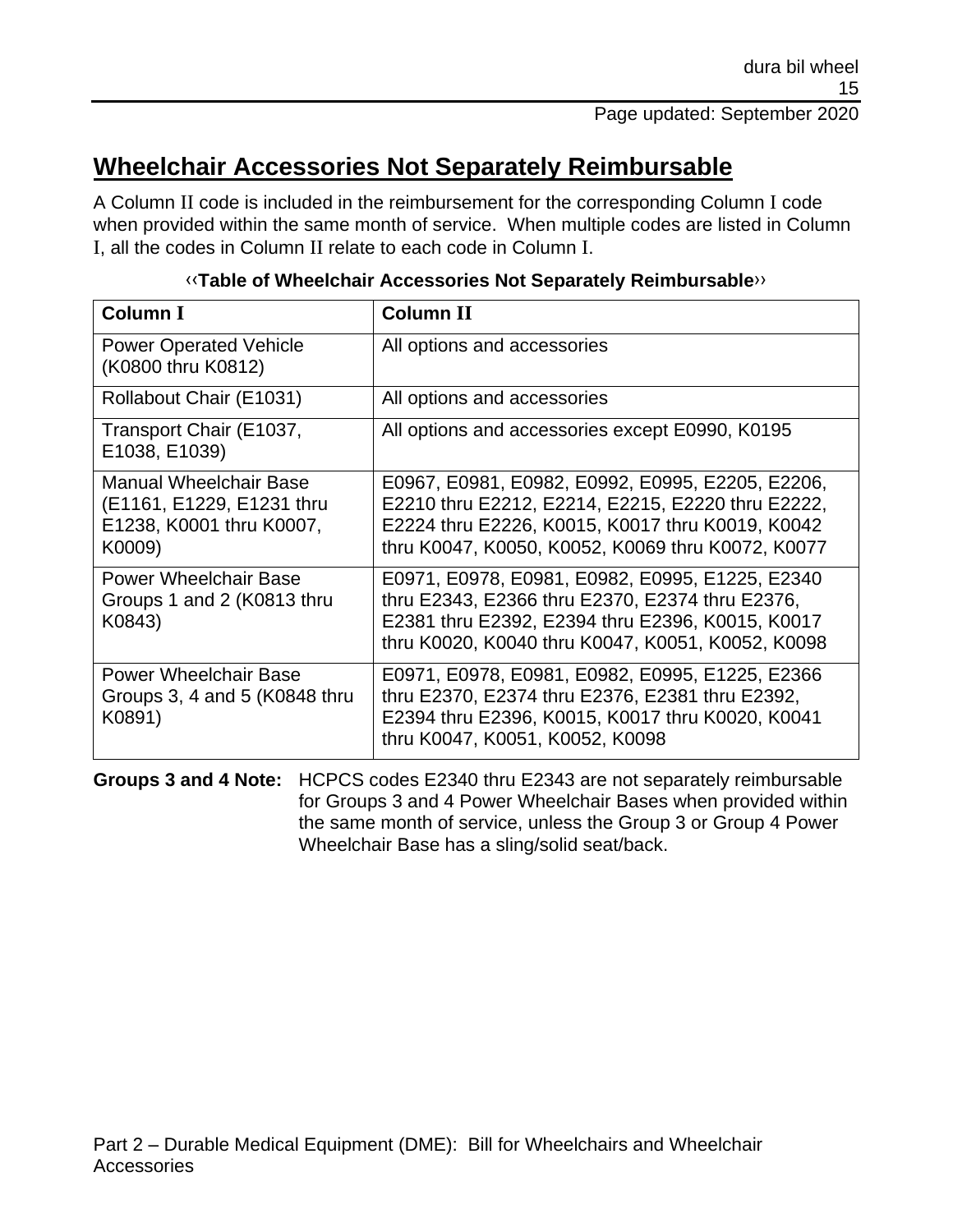## Wheelchair Accessories Not Separately Reimbursable

A Column II code is included in the reimbursement for the corresponding Column I code when provided within the same month of service. When multiple codes are listed in Column I, all the codes in Column II relate to each code in Column I.

**‹‹Table of Wheelchair Accessories Not Separately Reimbursable››**

| Column I | Column II |
| --- | --- |
| Power Operated Vehicle (K0800 thru K0812) | All options and accessories |
| Rollabout Chair (E1031) | All options and accessories |
| Transport Chair (E1037, E1038, E1039) | All options and accessories except E0990, K0195 |
| Manual Wheelchair Base (E1161, E1229, E1231 thru E1238, K0001 thru K0007, K0009) | E0967, E0981, E0982, E0992, E0995, E2205, E2206, E2210 thru E2212, E2214, E2215, E2220 thru E2222, E2224 thru E2226, K0015, K0017 thru K0019, K0042 thru K0047, K0050, K0052, K0069 thru K0072, K0077 |
| Power Wheelchair Base Groups 1 and 2 (K0813 thru K0843) | E0971, E0978, E0981, E0982, E0995, E1225, E2340 thru E2343, E2366 thru E2370, E2374 thru E2376, E2381 thru E2392, E2394 thru E2396, K0015, K0017 thru K0020, K0040 thru K0047, K0051, K0052, K0098 |
| Power Wheelchair Base Groups 3, 4 and 5 (K0848 thru K0891) | E0971, E0978, E0981, E0982, E0995, E1225, E2366 thru E2370, E2374 thru E2376, E2381 thru E2392, E2394 thru E2396, K0015, K0017 thru K0020, K0041 thru K0047, K0051, K0052, K0098 |

**Groups 3 and 4 Note:** HCPCS codes E2340 thru E2343 are not separately reimbursable for Groups 3 and 4 Power Wheelchair Bases when provided within the same month of service, unless the Group 3 or Group 4 Power Wheelchair Base has a sling/solid seat/back.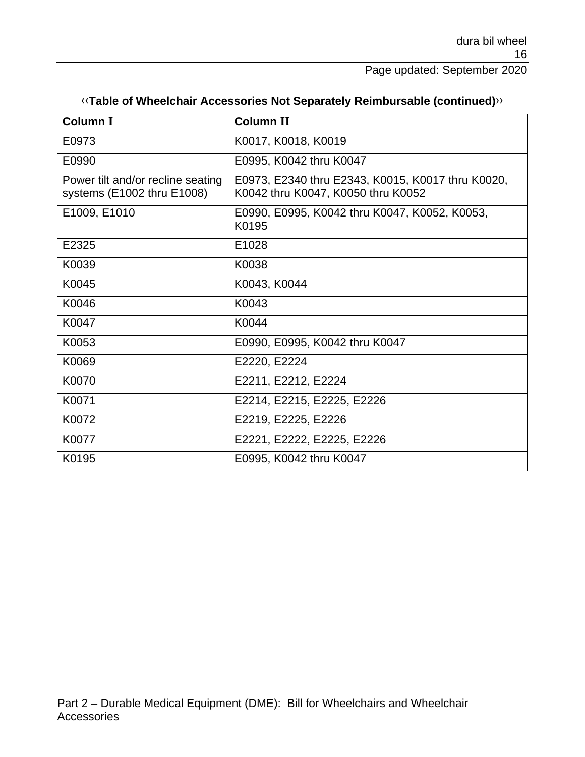‹‹**Table of Wheelchair Accessories Not Separately Reimbursable (continued)**››

| **Column I** | **Column II** |
| --- | --- |
| E0973 | K0017, K0018, K0019 |
| E0990 | E0995, K0042 thru K0047 |
| Power tilt and/or recline seating systems (E1002 thru E1008) | E0973, E2340 thru E2343, K0015, K0017 thru K0020, K0042 thru K0047, K0050 thru K0052 |
| E1009, E1010 | E0990, E0995, K0042 thru K0047, K0052, K0053, K0195 |
| E2325 | E1028 |
| K0039 | K0038 |
| K0045 | K0043, K0044 |
| K0046 | K0043 |
| K0047 | K0044 |
| K0053 | E0990, E0995, K0042 thru K0047 |
| K0069 | E2220, E2224 |
| K0070 | E2211, E2212, E2224 |
| K0071 | E2214, E2215, E2225, E2226 |
| K0072 | E2219, E2225, E2226 |
| K0077 | E2221, E2222, E2225, E2226 |
| K0195 | E0995, K0042 thru K0047 |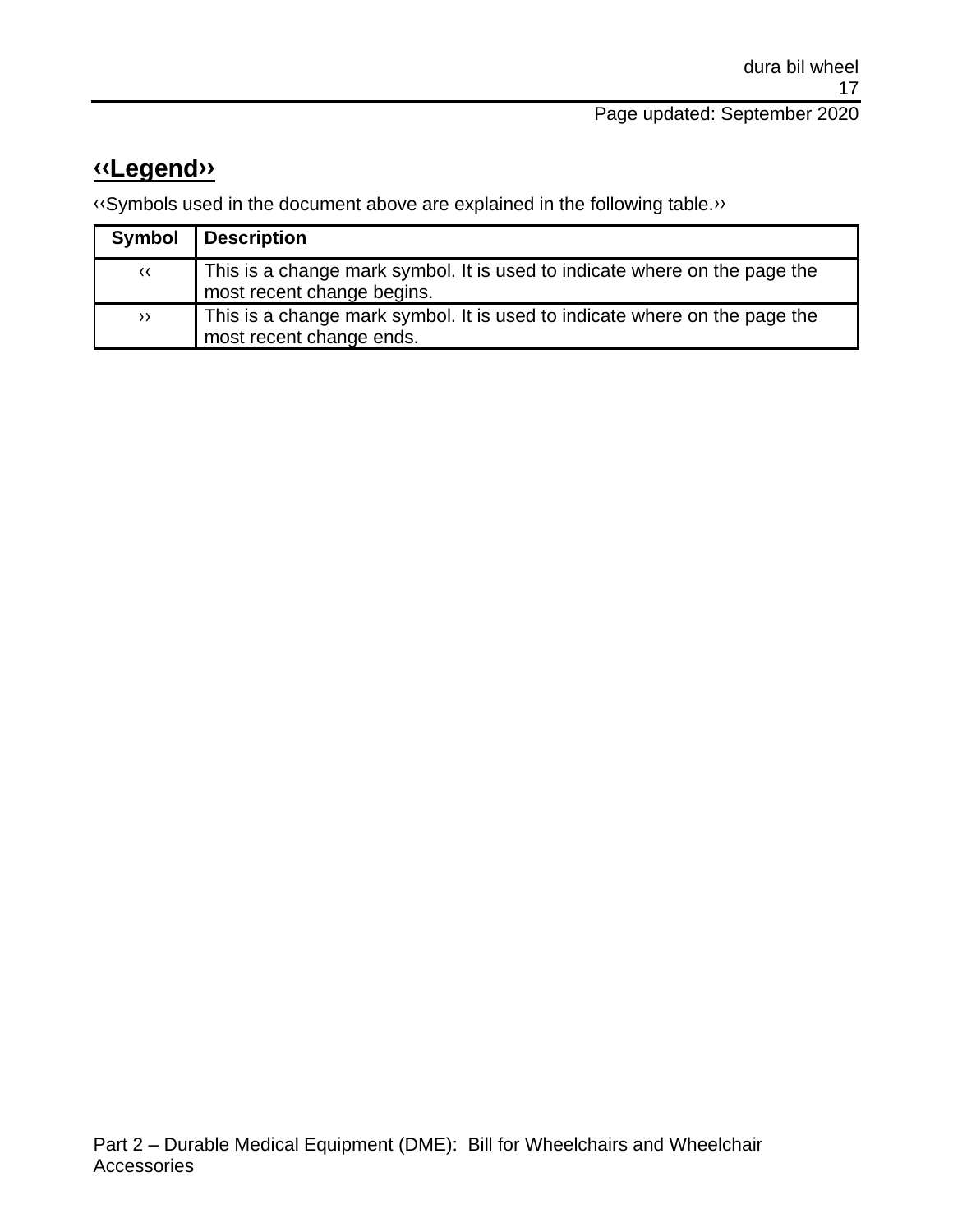## ‹‹Legend››

‹‹Symbols used in the document above are explained in the following table.››

| Symbol | Description |
| --- | --- |
| ‹‹ | This is a change mark symbol. It is used to indicate where on the page the most recent change begins. |
| ›› | This is a change mark symbol. It is used to indicate where on the page the most recent change ends. |